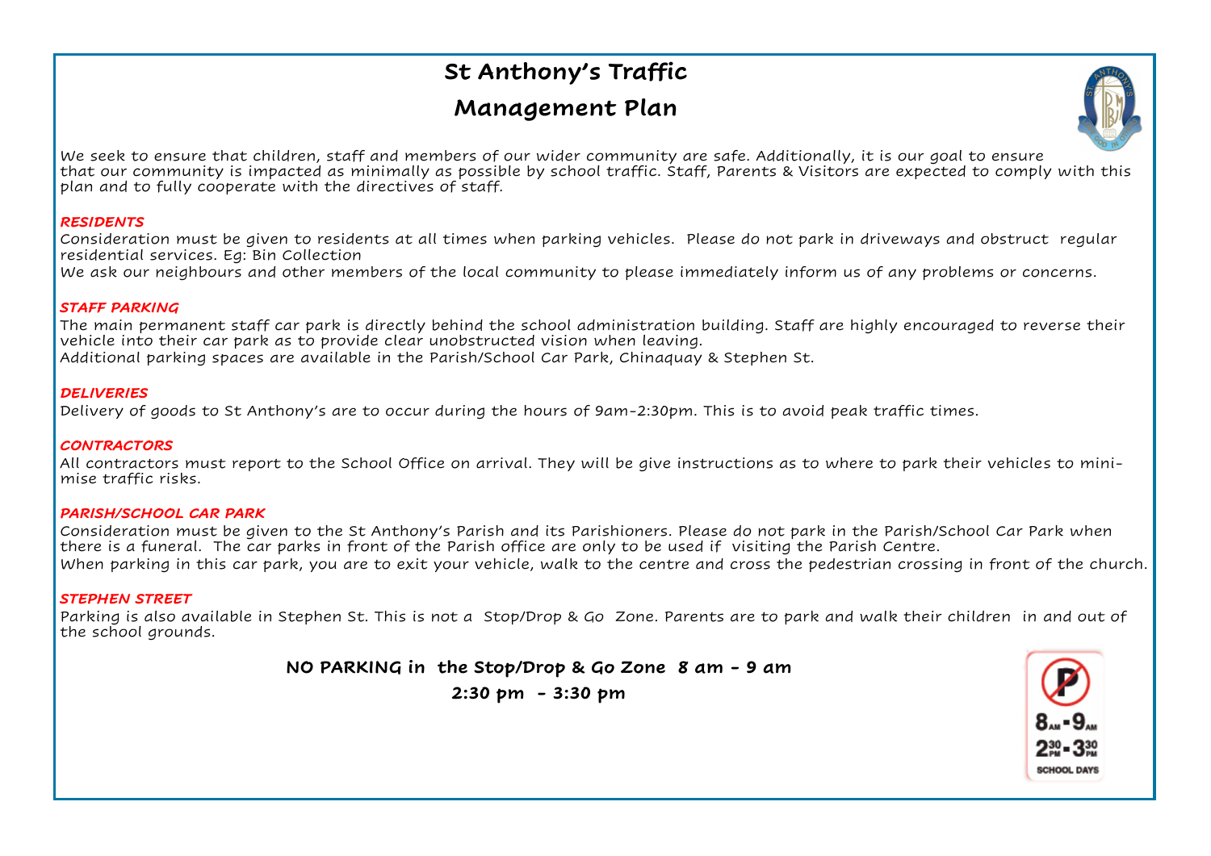# St Anthony's Traffic Management Plan

We seek to ensure that children, staff and members of our wider community are safe. Additionally, it is our goal to ensure that our community is impacted as minimally as possible by school traffic. Staff, Parents & Visitors are expected to comply with this plan and to fully cooperate with the directives of staff.

***RESIDENTS***

Consideration must be given to residents at all times when parking vehicles. Please do not park in driveways and obstruct regular residential services. Eg: Bin Collection

We ask our neighbours and other members of the local community to please immediately inform us of any problems or concerns.

***STAFF PARKING***

The main permanent staff car park is directly behind the school administration building. Staff are highly encouraged to reverse their vehicle into their car park as to provide clear unobstructed vision when leaving.

Additional parking spaces are available in the Parish/School Car Park, Chinaquay & Stephen St.

***DELIVERIES***

Delivery of goods to St Anthony's are to occur during the hours of 9am-2:30pm. This is to avoid peak traffic times.

***CONTRACTORS***

All contractors must report to the School Office on arrival. They will be give instructions as to where to park their vehicles to minimise traffic risks.

***PARISH/SCHOOL CAR PARK***

Consideration must be given to the St Anthony's Parish and its Parishioners. Please do not park in the Parish/School Car Park when there is a funeral. The car parks in front of the Parish office are only to be used if visiting the Parish Centre.

When parking in this car park, you are to exit your vehicle, walk to the centre and cross the pedestrian crossing in front of the church.

***STEPHEN STREET***

Parking is also available in Stephen St. This is not a Stop/Drop & Go Zone. Parents are to park and walk their children in and out of the school grounds.

**NO PARKING in the Stop/Drop & Go Zone 8 am - 9 am**

**2:30 pm - 3:30 pm**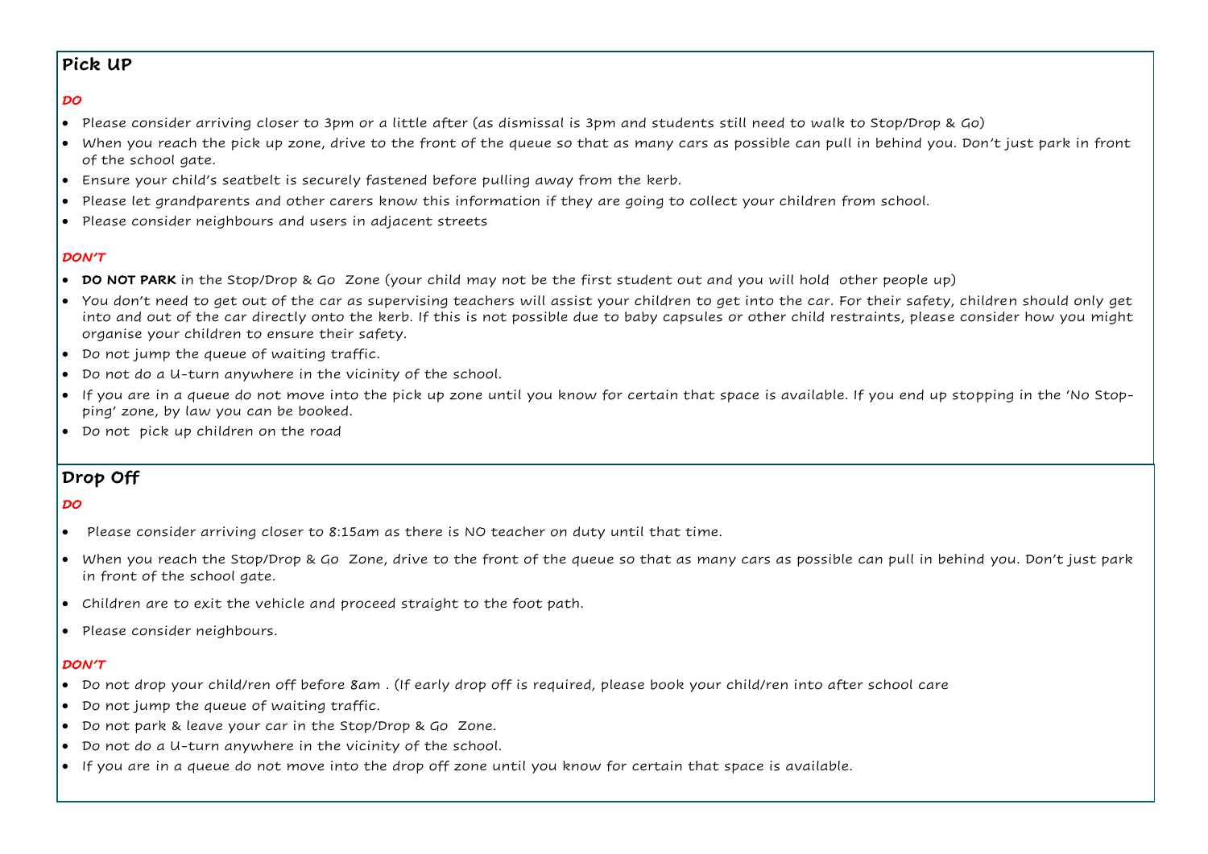## Pick UP

***DO***

- Please consider arriving closer to 3pm or a little after (as dismissal is 3pm and students still need to walk to Stop/Drop & Go)
- When you reach the pick up zone, drive to the front of the queue so that as many cars as possible can pull in behind you. Don't just park in front of the school gate.
- Ensure your child's seatbelt is securely fastened before pulling away from the kerb.
- Please let grandparents and other carers know this information if they are going to collect your children from school.
- Please consider neighbours and users in adjacent streets

***DON'T***

- **DO NOT PARK** in the Stop/Drop & Go Zone (your child may not be the first student out and you will hold other people up)
- You don't need to get out of the car as supervising teachers will assist your children to get into the car. For their safety, children should only get into and out of the car directly onto the kerb. If this is not possible due to baby capsules or other child restraints, please consider how you might organise your children to ensure their safety.
- Do not jump the queue of waiting traffic.
- Do not do a U-turn anywhere in the vicinity of the school.
- If you are in a queue do not move into the pick up zone until you know for certain that space is available. If you end up stopping in the 'No Stopping' zone, by law you can be booked.
- Do not pick up children on the road

## Drop Off

***DO***

- Please consider arriving closer to 8:15am as there is NO teacher on duty until that time.
- When you reach the Stop/Drop & Go Zone, drive to the front of the queue so that as many cars as possible can pull in behind you. Don't just park in front of the school gate.
- Children are to exit the vehicle and proceed straight to the foot path.
- Please consider neighbours.

***DON'T***

- Do not drop your child/ren off before 8am . (If early drop off is required, please book your child/ren into after school care
- Do not jump the queue of waiting traffic.
- Do not park & leave your car in the Stop/Drop & Go Zone.
- Do not do a U-turn anywhere in the vicinity of the school.
- If you are in a queue do not move into the drop off zone until you know for certain that space is available.